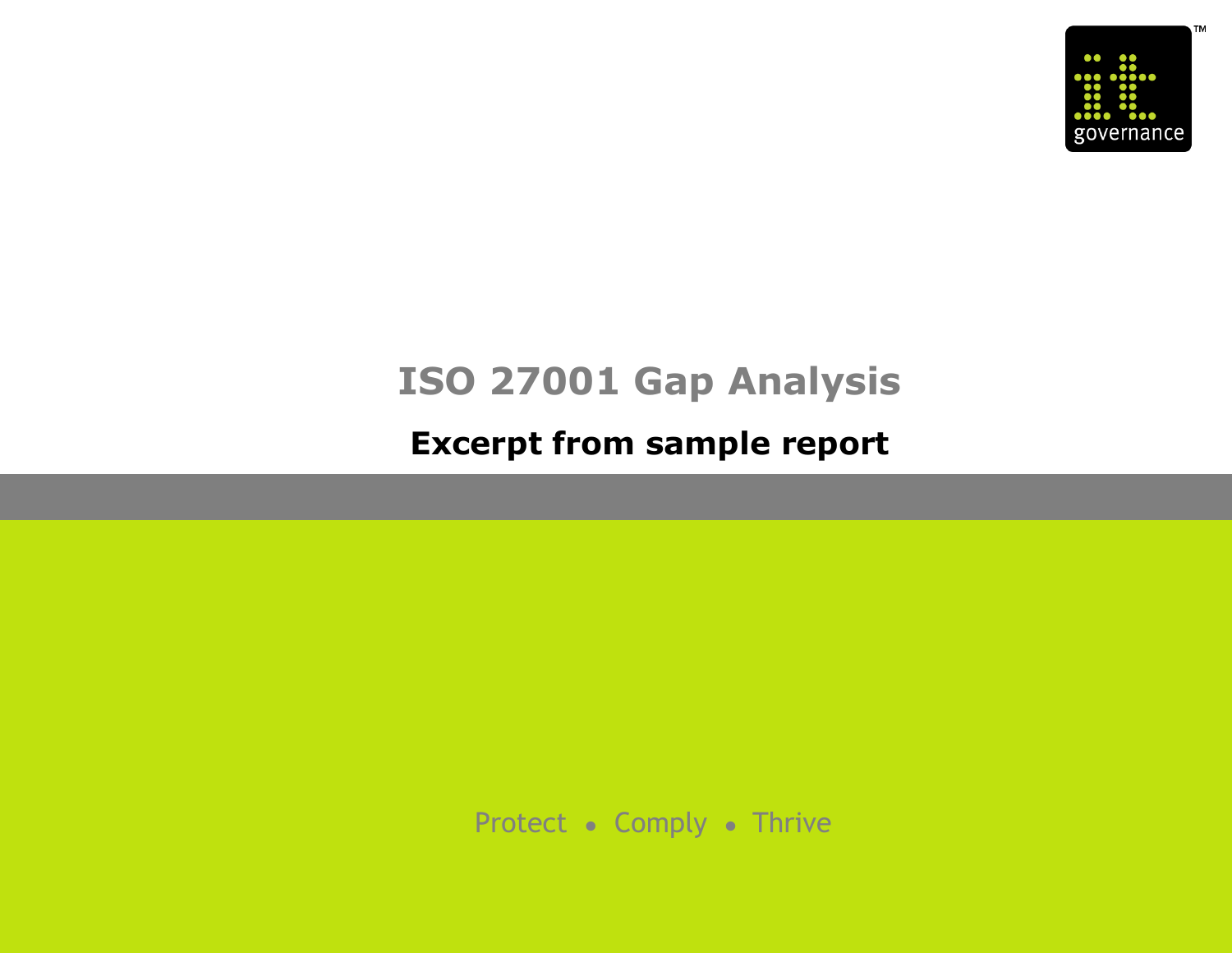# ISO 27001 Gap Analysis

## Excerpt from sample report

Protect • Comply • Thrive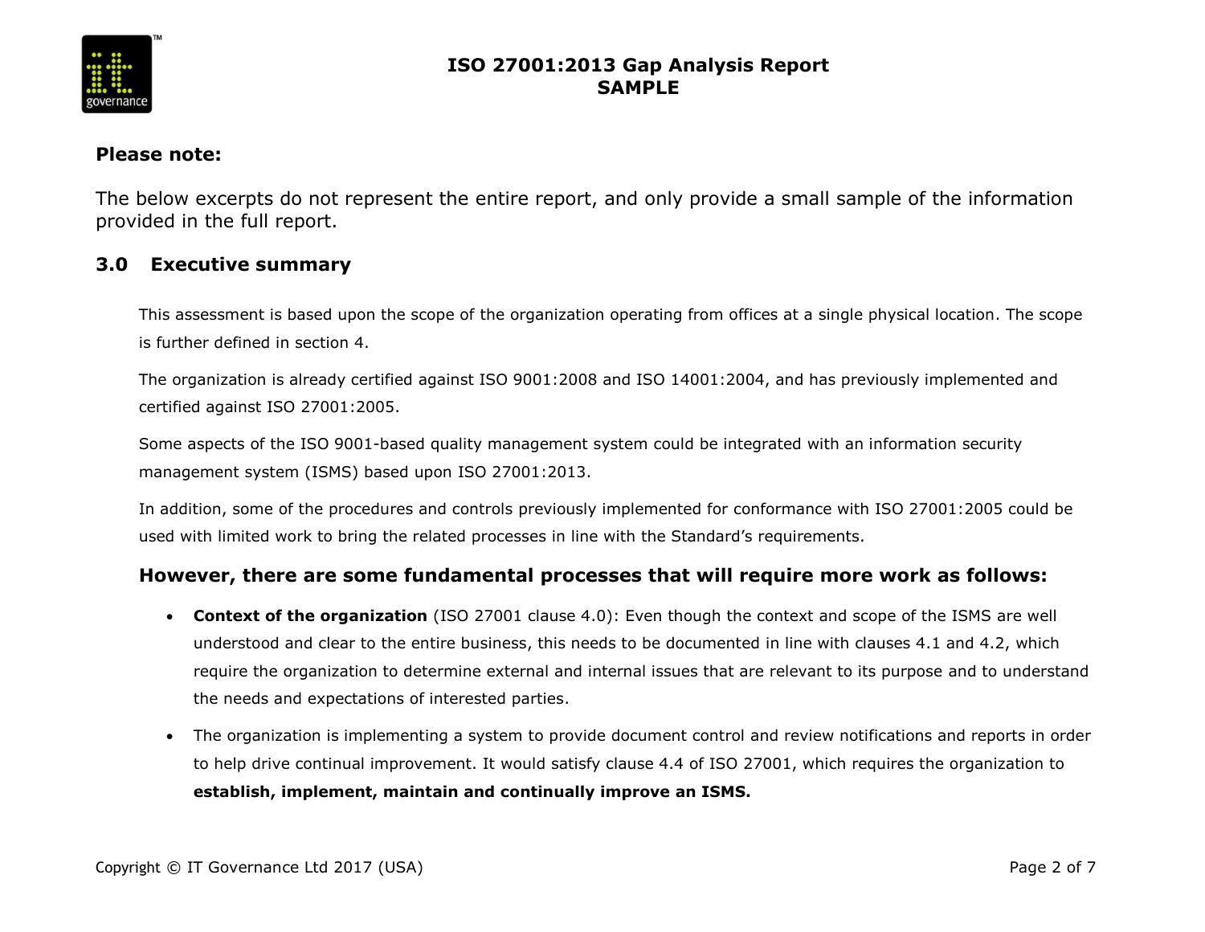**Please note:**

The below excerpts do not represent the entire report, and only provide a small sample of the information provided in the full report.

## 3.0 Executive summary

This assessment is based upon the scope of the organization operating from offices at a single physical location. The scope is further defined in section 4.

The organization is already certified against ISO 9001:2008 and ISO 14001:2004, and has previously implemented and certified against ISO 27001:2005.

Some aspects of the ISO 9001-based quality management system could be integrated with an information security management system (ISMS) based upon ISO 27001:2013.

In addition, some of the procedures and controls previously implemented for conformance with ISO 27001:2005 could be used with limited work to bring the related processes in line with the Standard's requirements.

### However, there are some fundamental processes that will require more work as follows:

- **Context of the organization** (ISO 27001 clause 4.0): Even though the context and scope of the ISMS are well understood and clear to the entire business, this needs to be documented in line with clauses 4.1 and 4.2, which require the organization to determine external and internal issues that are relevant to its purpose and to understand the needs and expectations of interested parties.
- The organization is implementing a system to provide document control and review notifications and reports in order to help drive continual improvement. It would satisfy clause 4.4 of ISO 27001, which requires the organization to **establish, implement, maintain and continually improve an ISMS.**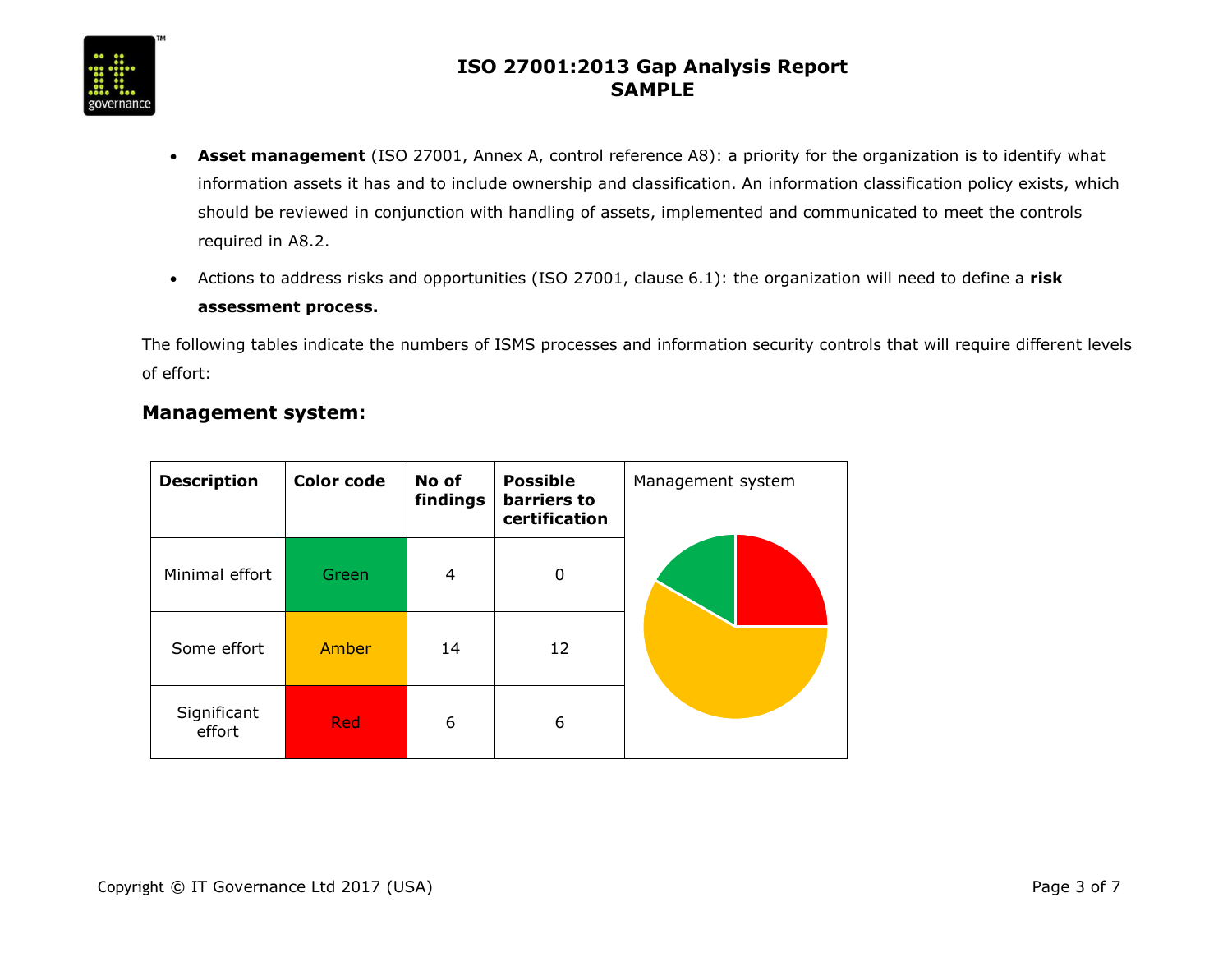- **Asset management** (ISO 27001, Annex A, control reference A8): a priority for the organization is to identify what information assets it has and to include ownership and classification. An information classification policy exists, which should be reviewed in conjunction with handling of assets, implemented and communicated to meet the controls required in A8.2.
- Actions to address risks and opportunities (ISO 27001, clause 6.1): the organization will need to define a **risk assessment process.**

The following tables indicate the numbers of ISMS processes and information security controls that will require different levels of effort:

### Management system:

| Description | Color code | No of findings | Possible barriers to certification |
|---|---|---|---|
| Minimal effort | Green | 4 | 0 |
| Some effort | Amber | 14 | 12 |
| Significant effort | Red | 6 | 6 |

Management system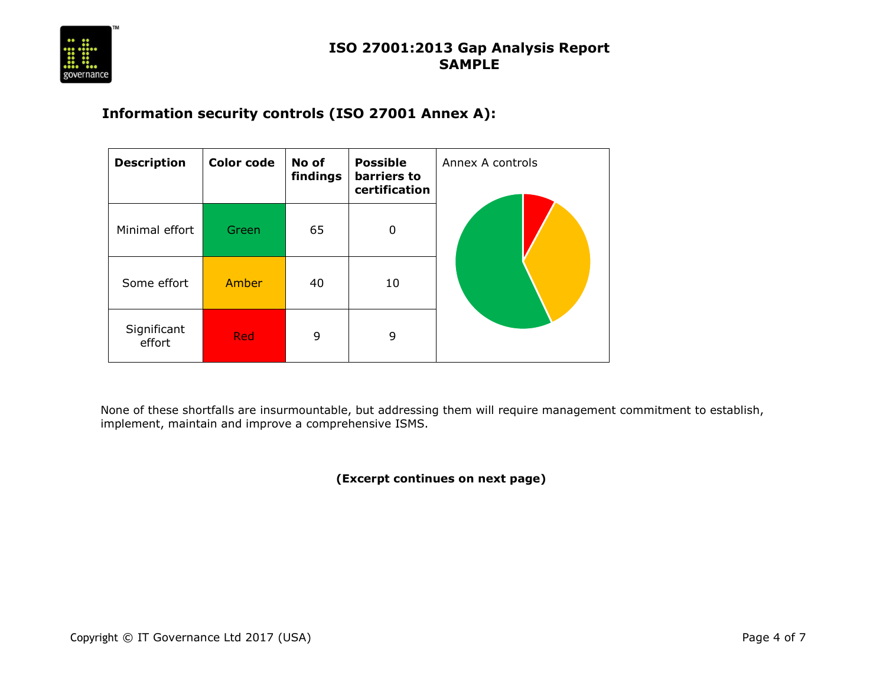## Information security controls (ISO 27001 Annex A):

| Description | Color code | No of findings | Possible barriers to certification | Annex A controls |
|---|---|---|---|---|
| Minimal effort | Green | 65 | 0 | |
| Some effort | Amber | 40 | 10 | |
| Significant effort | Red | 9 | 9 | |

None of these shortfalls are insurmountable, but addressing them will require management commitment to establish, implement, maintain and improve a comprehensive ISMS.

**(Excerpt continues on next page)**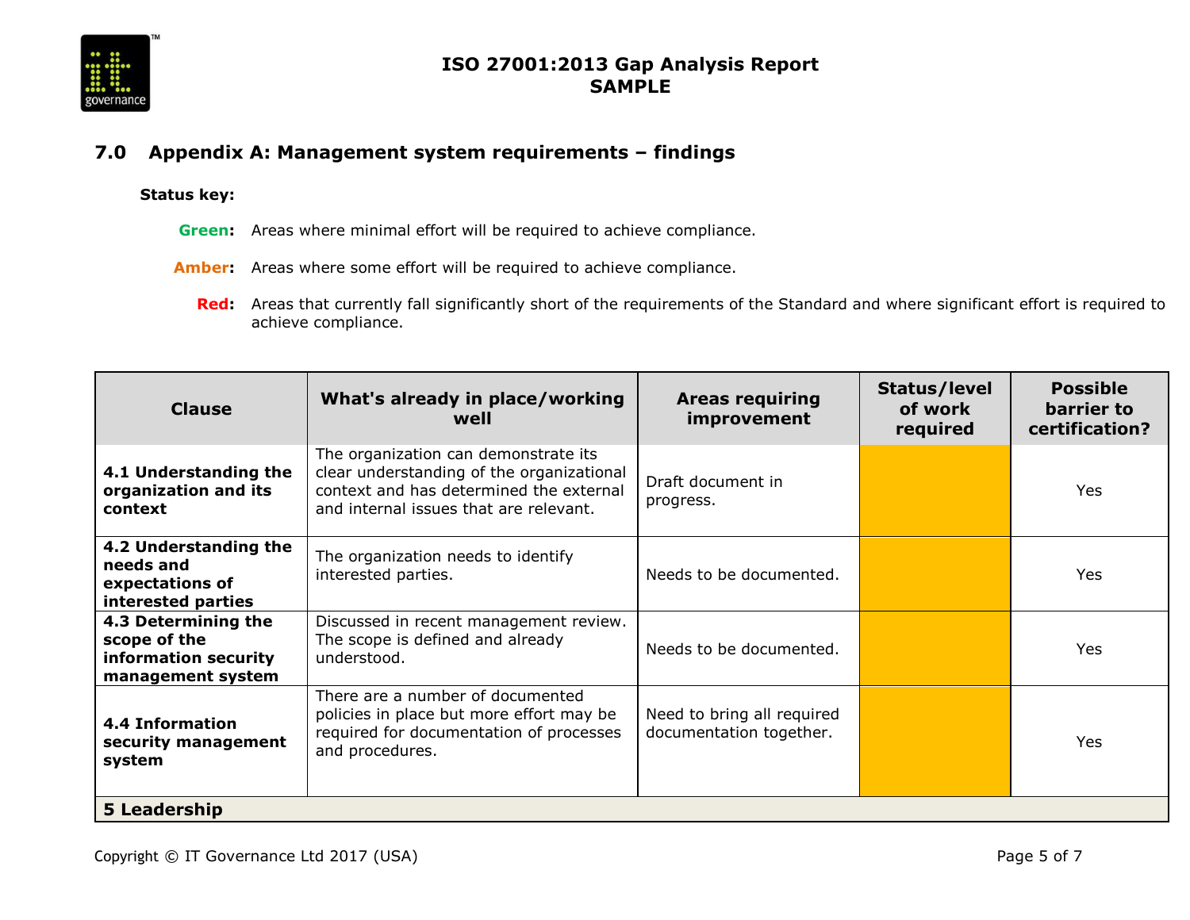## 7.0 Appendix A: Management system requirements – findings

**Status key:**

**Green:** Areas where minimal effort will be required to achieve compliance.

**Amber:** Areas where some effort will be required to achieve compliance.

**Red:** Areas that currently fall significantly short of the requirements of the Standard and where significant effort is required to achieve compliance.

| Clause | What's already in place/working well | Areas requiring improvement | Status/level of work required | Possible barrier to certification? |
|---|---|---|---|---|
| **4.1 Understanding the organization and its context** | The organization can demonstrate its clear understanding of the organizational context and has determined the external and internal issues that are relevant. | Draft document in progress. | | Yes |
| **4.2 Understanding the needs and expectations of interested parties** | The organization needs to identify interested parties. | Needs to be documented. | | Yes |
| **4.3 Determining the scope of the information security management system** | Discussed in recent management review. The scope is defined and already understood. | Needs to be documented. | | Yes |
| **4.4 Information security management system** | There are a number of documented policies in place but more effort may be required for documentation of processes and procedures. | Need to bring all required documentation together. | | Yes |
| **5 Leadership** | | | | |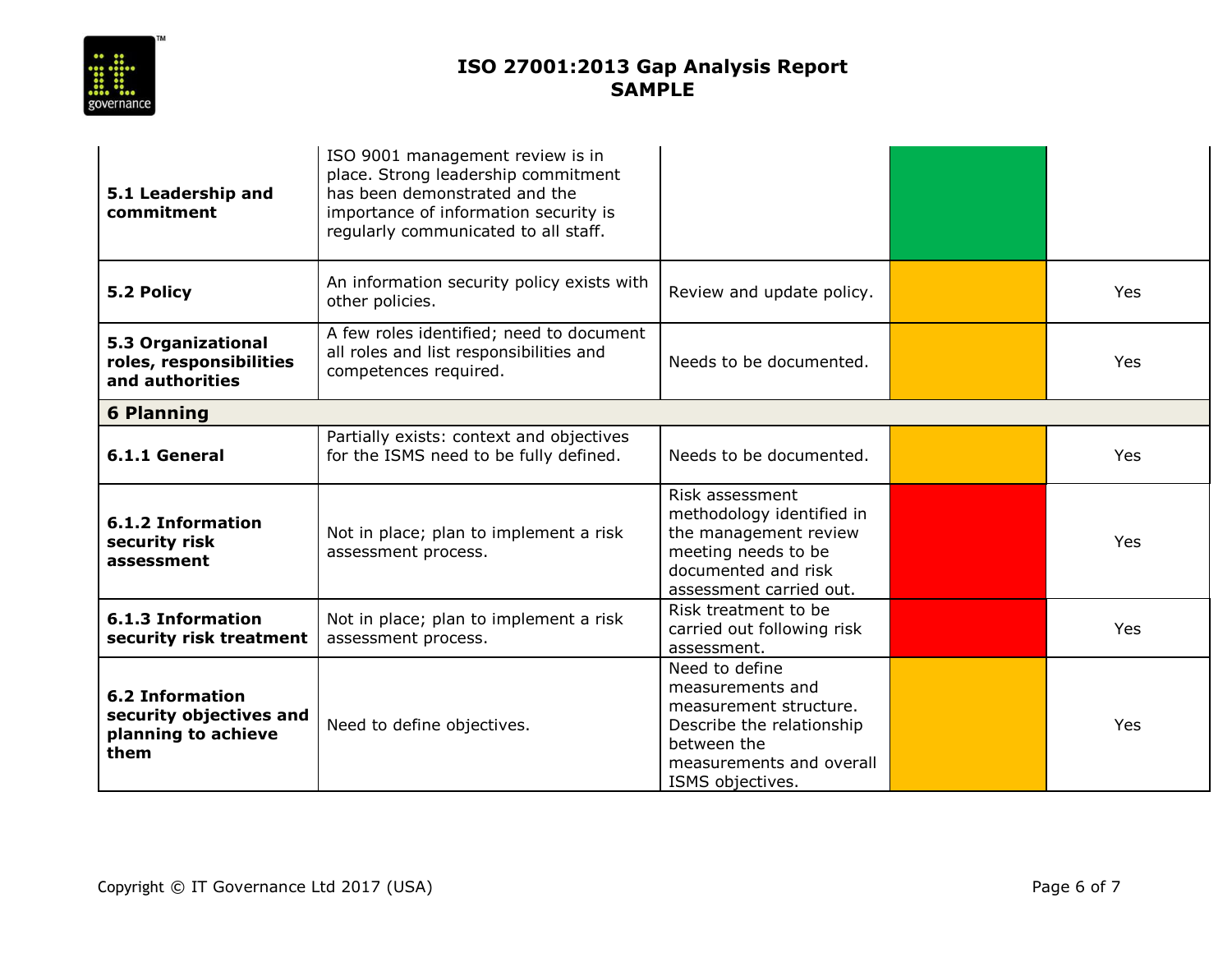| | | | | |
|---|---|---|---|---|
| **5.1 Leadership and commitment** | ISO 9001 management review is in place. Strong leadership commitment has been demonstrated and the importance of information security is regularly communicated to all staff. | | | |
| **5.2 Policy** | An information security policy exists with other policies. | Review and update policy. | | Yes |
| **5.3 Organizational roles, responsibilities and authorities** | A few roles identified; need to document all roles and list responsibilities and competences required. | Needs to be documented. | | Yes |
| **6 Planning** | | | | |
| **6.1.1 General** | Partially exists: context and objectives for the ISMS need to be fully defined. | Needs to be documented. | | Yes |
| **6.1.2 Information security risk assessment** | Not in place; plan to implement a risk assessment process. | Risk assessment methodology identified in the management review meeting needs to be documented and risk assessment carried out. | | Yes |
| **6.1.3 Information security risk treatment** | Not in place; plan to implement a risk assessment process. | Risk treatment to be carried out following risk assessment. | | Yes |
| **6.2 Information security objectives and planning to achieve them** | Need to define objectives. | Need to define measurements and measurement structure. Describe the relationship between the measurements and overall ISMS objectives. | | Yes |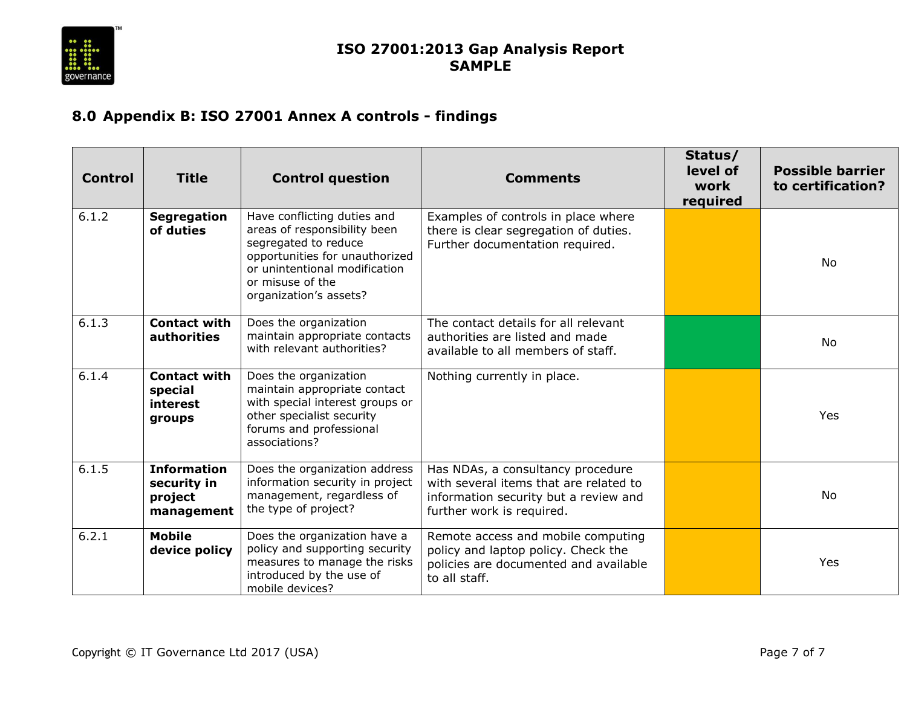## 8.0 Appendix B: ISO 27001 Annex A controls - findings

| Control | Title | Control question | Comments | Status/ level of work required | Possible barrier to certification? |
|---|---|---|---|---|---|
| 6.1.2 | **Segregation of duties** | Have conflicting duties and areas of responsibility been segregated to reduce opportunities for unauthorized or unintentional modification or misuse of the organization's assets? | Examples of controls in place where there is clear segregation of duties. Further documentation required. | | No |
| 6.1.3 | **Contact with authorities** | Does the organization maintain appropriate contacts with relevant authorities? | The contact details for all relevant authorities are listed and made available to all members of staff. | | No |
| 6.1.4 | **Contact with special interest groups** | Does the organization maintain appropriate contact with special interest groups or other specialist security forums and professional associations? | Nothing currently in place. | | Yes |
| 6.1.5 | **Information security in project management** | Does the organization address information security in project management, regardless of the type of project? | Has NDAs, a consultancy procedure with several items that are related to information security but a review and further work is required. | | No |
| 6.2.1 | **Mobile device policy** | Does the organization have a policy and supporting security measures to manage the risks introduced by the use of mobile devices? | Remote access and mobile computing policy and laptop policy. Check the policies are documented and available to all staff. | | Yes |

Copyright © IT Governance Ltd 2017 (USA)